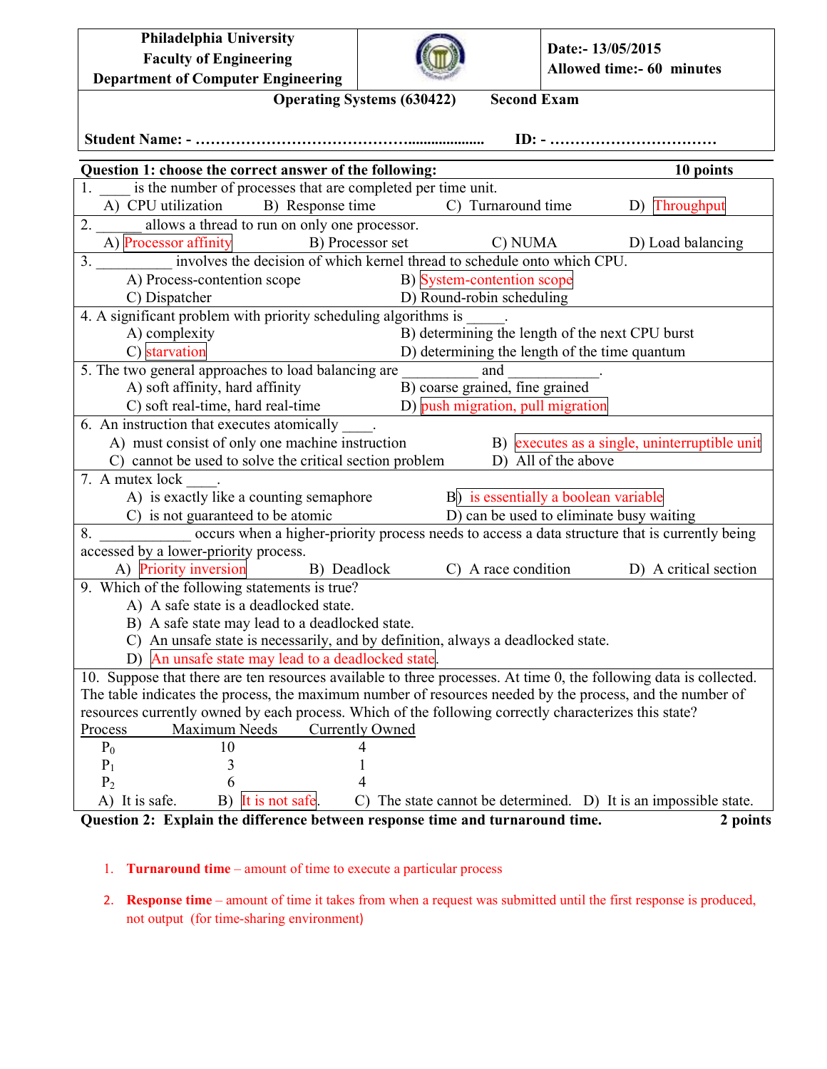**Philadelphia University**
**Faculty of Engineering**
**Department of Computer Engineering**

**Date:- 13/05/2015**
**Allowed time:- 60 minutes**

**Operating Systems (630422) Second Exam**

**Student Name: - ……………………………………................... ID: - ……………………………**

**Question 1: choose the correct answer of the following: 10 points**

1. ____ is the number of processes that are completed per time unit.
   A) CPU utilization B) Response time C) Turnaround time D) Throughput

2. ______ allows a thread to run on only one processor.
   A) Processor affinity B) Processor set C) NUMA D) Load balancing

3. __________ involves the decision of which kernel thread to schedule onto which CPU.
   A) Process-contention scope B) System-contention scope
   C) Dispatcher D) Round-robin scheduling

4. A significant problem with priority scheduling algorithms is _____.
   A) complexity B) determining the length of the next CPU burst
   C) starvation D) determining the length of the time quantum

5. The two general approaches to load balancing are __________ and ____________.
   A) soft affinity, hard affinity B) coarse grained, fine grained
   C) soft real-time, hard real-time D) push migration, pull migration

6. An instruction that executes atomically ____.
   A) must consist of only one machine instruction B) executes as a single, uninterruptible unit
   C) cannot be used to solve the critical section problem D) All of the above

7. A mutex lock ____.
   A) is exactly like a counting semaphore B) is essentially a boolean variable
   C) is not guaranteed to be atomic D) can be used to eliminate busy waiting

8. ____________ occurs when a higher-priority process needs to access a data structure that is currently being accessed by a lower-priority process.
   A) Priority inversion B) Deadlock C) A race condition D) A critical section

9. Which of the following statements is true?
   A) A safe state is a deadlocked state.
   B) A safe state may lead to a deadlocked state.
   C) An unsafe state is necessarily, and by definition, always a deadlocked state.
   D) An unsafe state may lead to a deadlocked state.

10. Suppose that there are ten resources available to three processes. At time 0, the following data is collected. The table indicates the process, the maximum number of resources needed by the process, and the number of resources currently owned by each process. Which of the following correctly characterizes this state?

| Process | Maximum Needs | Currently Owned |
|---|---|---|
| $P_0$ | 10 | 4 |
| $P_1$ | 3 | 1 |
| $P_2$ | 6 | 4 |

   A) It is safe. B) It is not safe. C) The state cannot be determined. D) It is an impossible state.

**Question 2: Explain the difference between response time and turnaround time. 2 points**

1. **Turnaround time** – amount of time to execute a particular process
2. **Response time** – amount of time it takes from when a request was submitted until the first response is produced, not output (for time-sharing environment)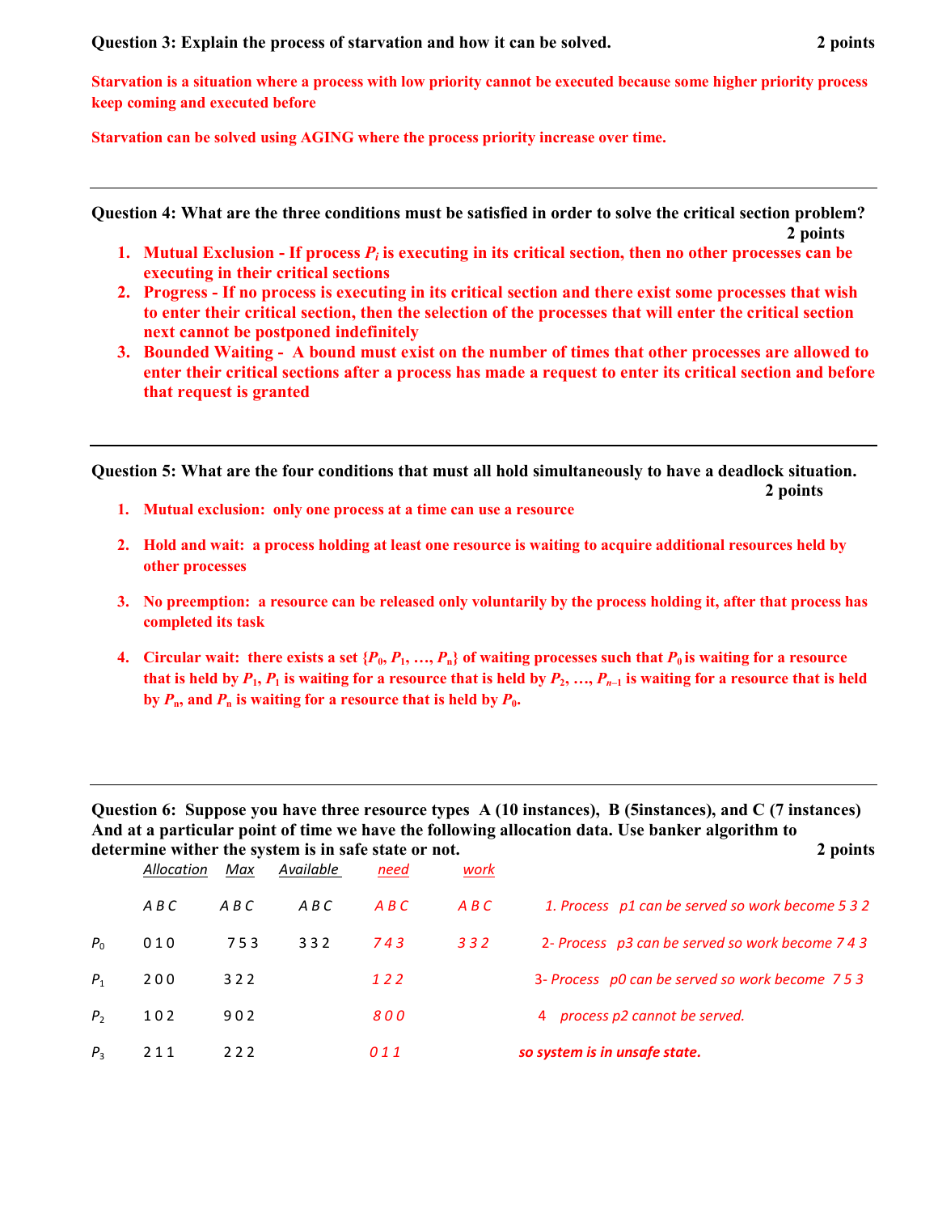**Question 3: Explain the process of starvation and how it can be solved.** **2 points**

**Starvation is a situation where a process with low priority cannot be executed because some higher priority process keep coming and executed before**

**Starvation can be solved using AGING where the process priority increase over time.**

---

**Question 4: What are the three conditions must be satisfied in order to solve the critical section problem?** **2 points**

1. **Mutual Exclusion - If process $P_i$ is executing in its critical section, then no other processes can be executing in their critical sections**
2. **Progress - If no process is executing in its critical section and there exist some processes that wish to enter their critical section, then the selection of the processes that will enter the critical section next cannot be postponed indefinitely**
3. **Bounded Waiting - A bound must exist on the number of times that other processes are allowed to enter their critical sections after a process has made a request to enter its critical section and before that request is granted**

---

**Question 5: What are the four conditions that must all hold simultaneously to have a deadlock situation.** **2 points**

1. **Mutual exclusion: only one process at a time can use a resource**
2. **Hold and wait: a process holding at least one resource is waiting to acquire additional resources held by other processes**
3. **No preemption: a resource can be released only voluntarily by the process holding it, after that process has completed its task**
4. **Circular wait: there exists a set {$P_0$, $P_1$, …, $P_n$} of waiting processes such that $P_0$ is waiting for a resource that is held by $P_1$, $P_1$ is waiting for a resource that is held by $P_2$, …, $P_{n-1}$ is waiting for a resource that is held by $P_n$, and $P_n$ is waiting for a resource that is held by $P_0$.**

---

**Question 6: Suppose you have three resource types A (10 instances), B (5instances), and C (7 instances) And at a particular point of time we have the following allocation data. Use banker algorithm to determine wither the system is in safe state or not.** **2 points**

| | *Allocation* | *Max* | *Available* | *need* | *work* | |
|---|---|---|---|---|---|---|
| | *A B C* | *A B C* | *A B C* | *A B C* | *A B C* | *1. Process p1 can be served so work become 5 3 2* |
| $P_0$ | 0 1 0 | 7 5 3 | 3 3 2 | *7 4 3* | *3 3 2* | *2- Process p3 can be served so work become 7 4 3* |
| $P_1$ | 2 0 0 | 3 2 2 | | *1 2 2* | | *3- Process p0 can be served so work become 7 5 3* |
| $P_2$ | 1 0 2 | 9 0 2 | | *8 0 0* | | *4 process p2 cannot be served.* |
| $P_3$ | 2 1 1 | 2 2 2 | | *0 1 1* | | ***so system is in unsafe state.*** |